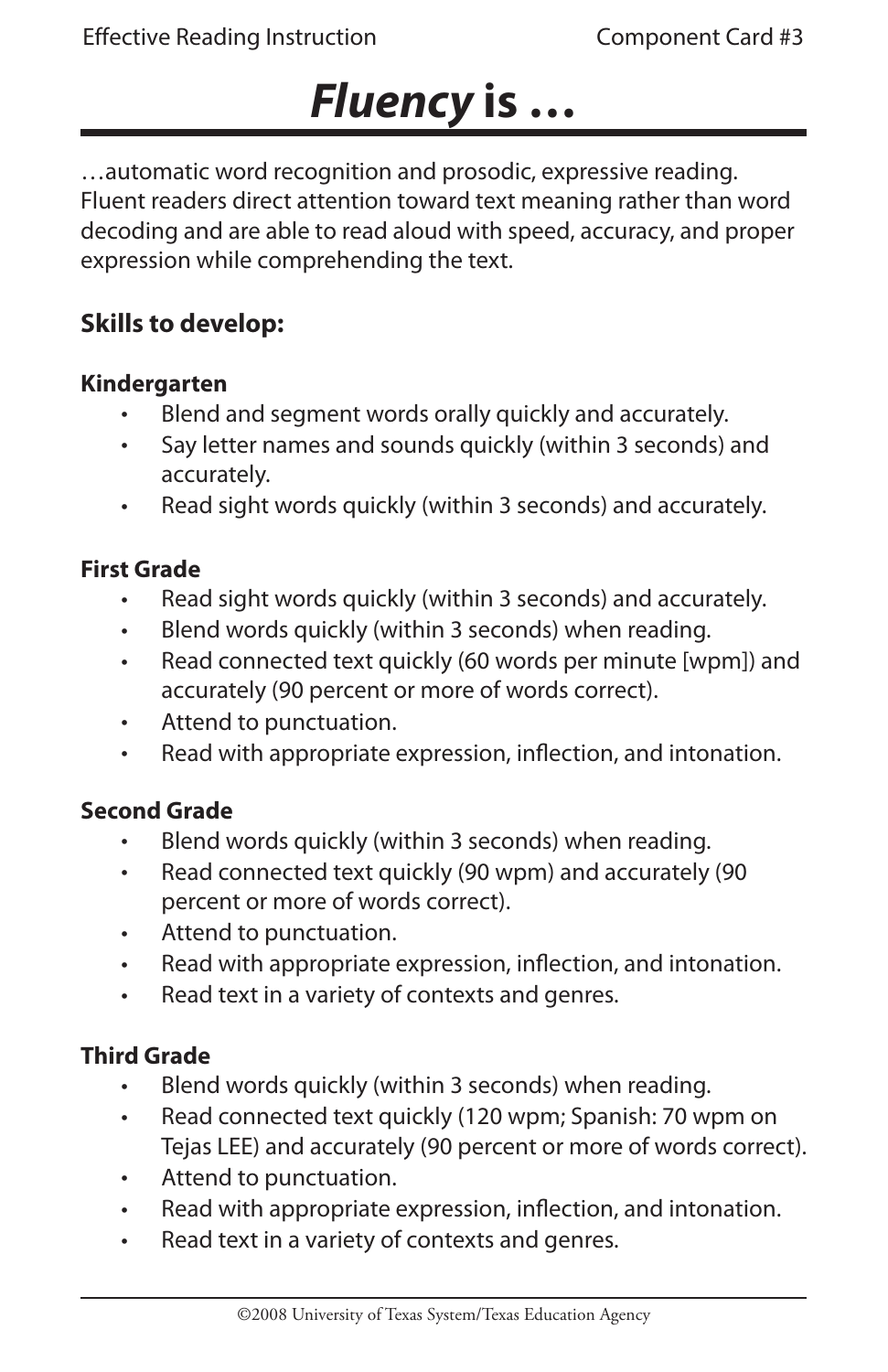# *Fluency* is …

…automatic word recognition and prosodic, expressive reading. Fluent readers direct attention toward text meaning rather than word decoding and are able to read aloud with speed, accuracy, and proper expression while comprehending the text.

## Skills to develop:

### Kindergarten

- Blend and segment words orally quickly and accurately.
- Say letter names and sounds quickly (within 3 seconds) and accurately.
- Read sight words quickly (within 3 seconds) and accurately.

### First Grade

- Read sight words quickly (within 3 seconds) and accurately.
- Blend words quickly (within 3 seconds) when reading.
- Read connected text quickly (60 words per minute [wpm]) and accurately (90 percent or more of words correct).
- Attend to punctuation.
- Read with appropriate expression, inflection, and intonation.

### Second Grade

- Blend words quickly (within 3 seconds) when reading.
- Read connected text quickly (90 wpm) and accurately (90 percent or more of words correct).
- Attend to punctuation.
- Read with appropriate expression, inflection, and intonation.
- Read text in a variety of contexts and genres.

### Third Grade

- Blend words quickly (within 3 seconds) when reading.
- Read connected text quickly (120 wpm; Spanish: 70 wpm on Tejas LEE) and accurately (90 percent or more of words correct).
- Attend to punctuation.
- Read with appropriate expression, inflection, and intonation.
- Read text in a variety of contexts and genres.

©2008 University of Texas System/Texas Education Agency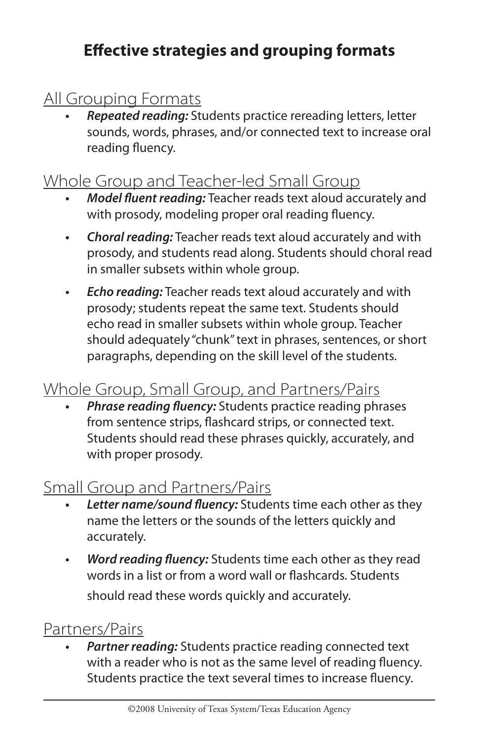# Effective strategies and grouping formats

## All Grouping Formats

- ***Repeated reading:*** Students practice rereading letters, letter sounds, words, phrases, and/or connected text to increase oral reading fluency.

## Whole Group and Teacher-led Small Group

- ***Model fluent reading:*** Teacher reads text aloud accurately and with prosody, modeling proper oral reading fluency.
- ***Choral reading:*** Teacher reads text aloud accurately and with prosody, and students read along. Students should choral read in smaller subsets within whole group.
- ***Echo reading:*** Teacher reads text aloud accurately and with prosody; students repeat the same text. Students should echo read in smaller subsets within whole group. Teacher should adequately "chunk" text in phrases, sentences, or short paragraphs, depending on the skill level of the students.

## Whole Group, Small Group, and Partners/Pairs

- ***Phrase reading fluency:*** Students practice reading phrases from sentence strips, flashcard strips, or connected text. Students should read these phrases quickly, accurately, and with proper prosody.

## Small Group and Partners/Pairs

- ***Letter name/sound fluency:*** Students time each other as they name the letters or the sounds of the letters quickly and accurately.
- ***Word reading fluency:*** Students time each other as they read words in a list or from a word wall or flashcards. Students should read these words quickly and accurately.

## Partners/Pairs

- ***Partner reading:*** Students practice reading connected text with a reader who is not as the same level of reading fluency. Students practice the text several times to increase fluency.

©2008 University of Texas System/Texas Education Agency